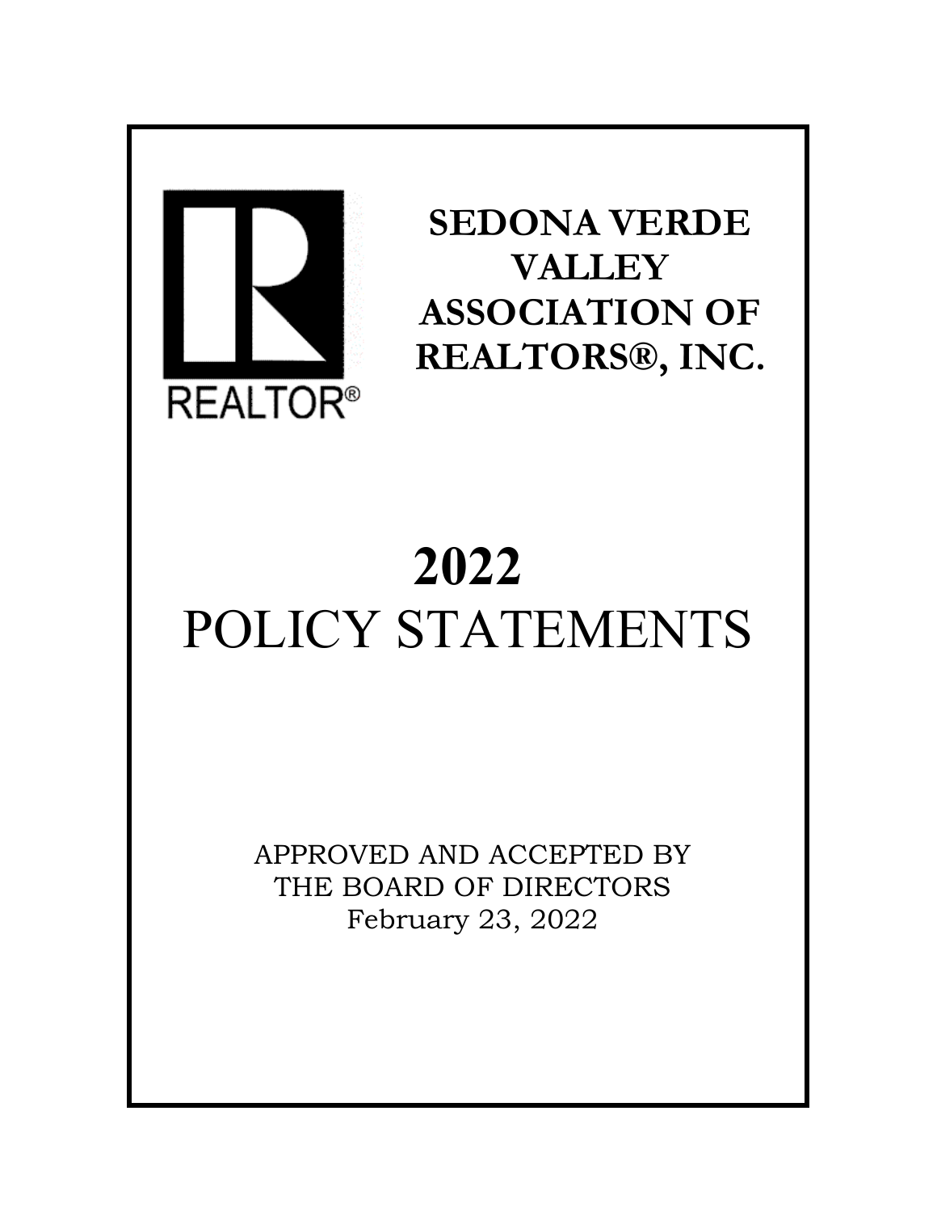REALTOR®

# SEDONA VERDE VALLEY ASSOCIATION OF REALTORS®, INC.

# 2022
# POLICY STATEMENTS

APPROVED AND ACCEPTED BY
THE BOARD OF DIRECTORS
February 23, 2022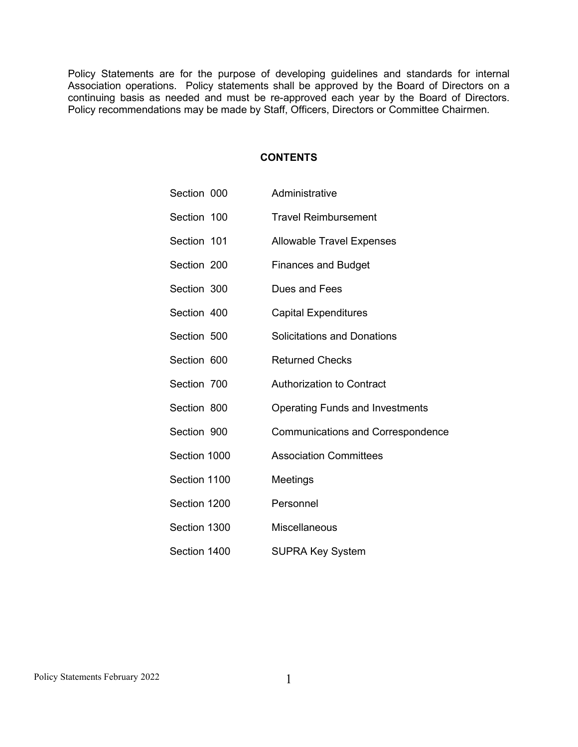Policy Statements are for the purpose of developing guidelines and standards for internal Association operations. Policy statements shall be approved by the Board of Directors on a continuing basis as needed and must be re-approved each year by the Board of Directors. Policy recommendations may be made by Staff, Officers, Directors or Committee Chairmen.

## CONTENTS

| | |
|---|---|
| Section 000 | Administrative |
| Section 100 | Travel Reimbursement |
| Section 101 | Allowable Travel Expenses |
| Section 200 | Finances and Budget |
| Section 300 | Dues and Fees |
| Section 400 | Capital Expenditures |
| Section 500 | Solicitations and Donations |
| Section 600 | Returned Checks |
| Section 700 | Authorization to Contract |
| Section 800 | Operating Funds and Investments |
| Section 900 | Communications and Correspondence |
| Section 1000 | Association Committees |
| Section 1100 | Meetings |
| Section 1200 | Personnel |
| Section 1300 | Miscellaneous |
| Section 1400 | SUPRA Key System |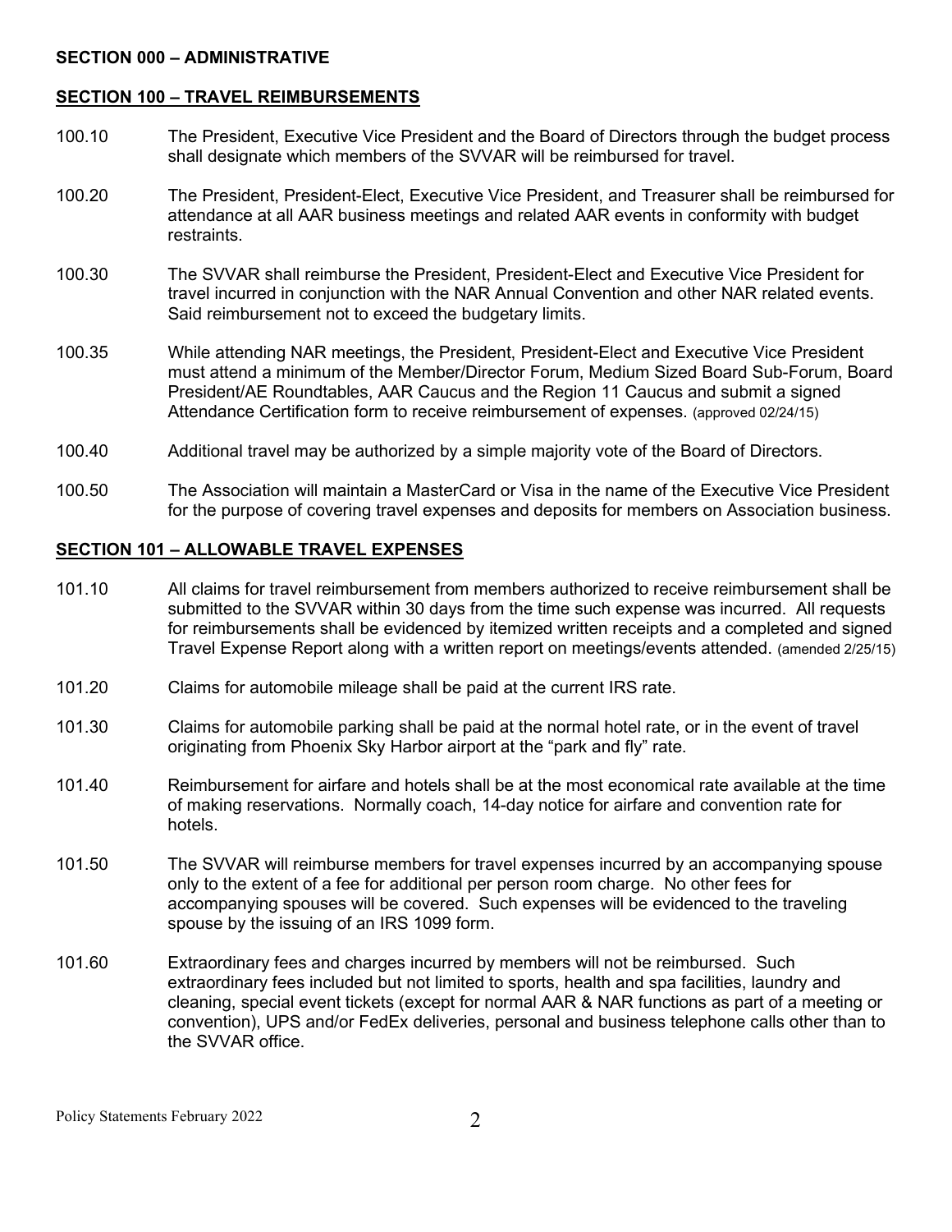**SECTION 000 – ADMINISTRATIVE**

## SECTION 100 – TRAVEL REIMBURSEMENTS

100.10 The President, Executive Vice President and the Board of Directors through the budget process shall designate which members of the SVVAR will be reimbursed for travel.

100.20 The President, President-Elect, Executive Vice President, and Treasurer shall be reimbursed for attendance at all AAR business meetings and related AAR events in conformity with budget restraints.

100.30 The SVVAR shall reimburse the President, President-Elect and Executive Vice President for travel incurred in conjunction with the NAR Annual Convention and other NAR related events. Said reimbursement not to exceed the budgetary limits.

100.35 While attending NAR meetings, the President, President-Elect and Executive Vice President must attend a minimum of the Member/Director Forum, Medium Sized Board Sub-Forum, Board President/AE Roundtables, AAR Caucus and the Region 11 Caucus and submit a signed Attendance Certification form to receive reimbursement of expenses. (approved 02/24/15)

100.40 Additional travel may be authorized by a simple majority vote of the Board of Directors.

100.50 The Association will maintain a MasterCard or Visa in the name of the Executive Vice President for the purpose of covering travel expenses and deposits for members on Association business.

## SECTION 101 – ALLOWABLE TRAVEL EXPENSES

101.10 All claims for travel reimbursement from members authorized to receive reimbursement shall be submitted to the SVVAR within 30 days from the time such expense was incurred. All requests for reimbursements shall be evidenced by itemized written receipts and a completed and signed Travel Expense Report along with a written report on meetings/events attended. (amended 2/25/15)

101.20 Claims for automobile mileage shall be paid at the current IRS rate.

101.30 Claims for automobile parking shall be paid at the normal hotel rate, or in the event of travel originating from Phoenix Sky Harbor airport at the "park and fly" rate.

101.40 Reimbursement for airfare and hotels shall be at the most economical rate available at the time of making reservations. Normally coach, 14-day notice for airfare and convention rate for hotels.

101.50 The SVVAR will reimburse members for travel expenses incurred by an accompanying spouse only to the extent of a fee for additional per person room charge. No other fees for accompanying spouses will be covered. Such expenses will be evidenced to the traveling spouse by the issuing of an IRS 1099 form.

101.60 Extraordinary fees and charges incurred by members will not be reimbursed. Such extraordinary fees included but not limited to sports, health and spa facilities, laundry and cleaning, special event tickets (except for normal AAR & NAR functions as part of a meeting or convention), UPS and/or FedEx deliveries, personal and business telephone calls other than to the SVVAR office.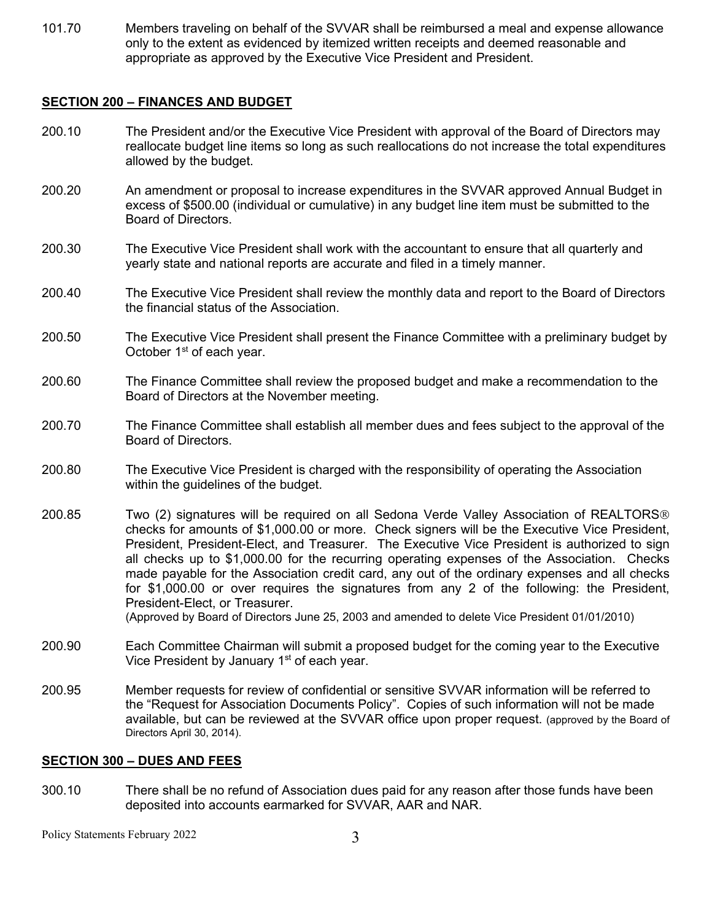101.70 Members traveling on behalf of the SVVAR shall be reimbursed a meal and expense allowance only to the extent as evidenced by itemized written receipts and deemed reasonable and appropriate as approved by the Executive Vice President and President.

## SECTION 200 – FINANCES AND BUDGET

200.10 The President and/or the Executive Vice President with approval of the Board of Directors may reallocate budget line items so long as such reallocations do not increase the total expenditures allowed by the budget.

200.20 An amendment or proposal to increase expenditures in the SVVAR approved Annual Budget in excess of $500.00 (individual or cumulative) in any budget line item must be submitted to the Board of Directors.

200.30 The Executive Vice President shall work with the accountant to ensure that all quarterly and yearly state and national reports are accurate and filed in a timely manner.

200.40 The Executive Vice President shall review the monthly data and report to the Board of Directors the financial status of the Association.

200.50 The Executive Vice President shall present the Finance Committee with a preliminary budget by October 1st of each year.

200.60 The Finance Committee shall review the proposed budget and make a recommendation to the Board of Directors at the November meeting.

200.70 The Finance Committee shall establish all member dues and fees subject to the approval of the Board of Directors.

200.80 The Executive Vice President is charged with the responsibility of operating the Association within the guidelines of the budget.

200.85 Two (2) signatures will be required on all Sedona Verde Valley Association of REALTORS® checks for amounts of $1,000.00 or more. Check signers will be the Executive Vice President, President, President-Elect, and Treasurer. The Executive Vice President is authorized to sign all checks up to $1,000.00 for the recurring operating expenses of the Association. Checks made payable for the Association credit card, any out of the ordinary expenses and all checks for $1,000.00 or over requires the signatures from any 2 of the following: the President, President-Elect, or Treasurer.
(Approved by Board of Directors June 25, 2003 and amended to delete Vice President 01/01/2010)

200.90 Each Committee Chairman will submit a proposed budget for the coming year to the Executive Vice President by January 1st of each year.

200.95 Member requests for review of confidential or sensitive SVVAR information will be referred to the "Request for Association Documents Policy". Copies of such information will not be made available, but can be reviewed at the SVVAR office upon proper request. (approved by the Board of Directors April 30, 2014).

## SECTION 300 – DUES AND FEES

300.10 There shall be no refund of Association dues paid for any reason after those funds have been deposited into accounts earmarked for SVVAR, AAR and NAR.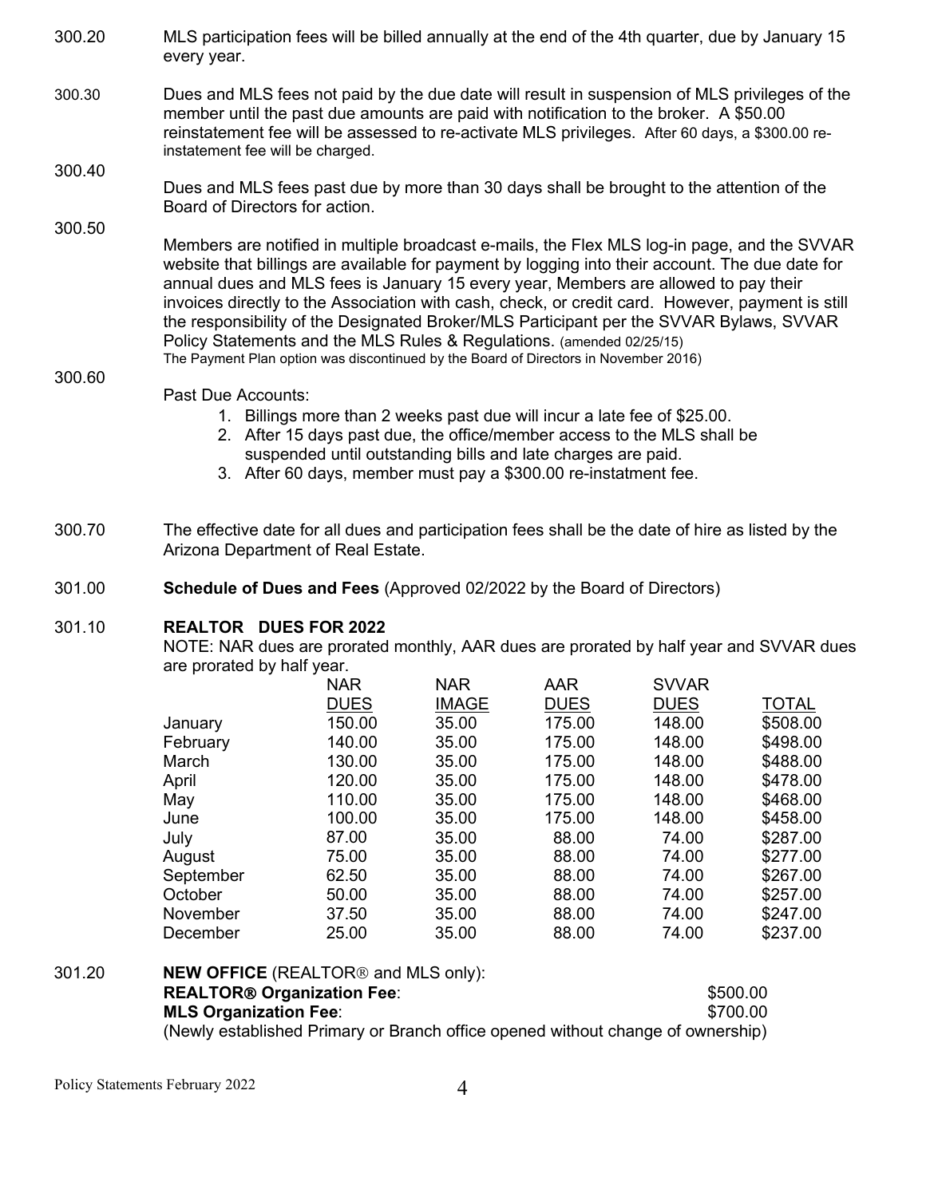300.20 MLS participation fees will be billed annually at the end of the 4th quarter, due by January 15 every year.

300.30 Dues and MLS fees not paid by the due date will result in suspension of MLS privileges of the member until the past due amounts are paid with notification to the broker. A $50.00 reinstatement fee will be assessed to re-activate MLS privileges. After 60 days, a $300.00 re-instatement fee will be charged.

300.40 Dues and MLS fees past due by more than 30 days shall be brought to the attention of the Board of Directors for action.

300.50 Members are notified in multiple broadcast e-mails, the Flex MLS log-in page, and the SVVAR website that billings are available for payment by logging into their account. The due date for annual dues and MLS fees is January 15 every year, Members are allowed to pay their invoices directly to the Association with cash, check, or credit card. However, payment is still the responsibility of the Designated Broker/MLS Participant per the SVVAR Bylaws, SVVAR Policy Statements and the MLS Rules & Regulations. (amended 02/25/15)
The Payment Plan option was discontinued by the Board of Directors in November 2016)

300.60 Past Due Accounts:

1. Billings more than 2 weeks past due will incur a late fee of $25.00.
2. After 15 days past due, the office/member access to the MLS shall be suspended until outstanding bills and late charges are paid.
3. After 60 days, member must pay a $300.00 re-instatment fee.

300.70 The effective date for all dues and participation fees shall be the date of hire as listed by the Arizona Department of Real Estate.

301.00 **Schedule of Dues and Fees** (Approved 02/2022 by the Board of Directors)

301.10 **REALTOR DUES FOR 2022**

NOTE: NAR dues are prorated monthly, AAR dues are prorated by half year and SVVAR dues are prorated by half year.

| | NAR DUES | NAR IMAGE | AAR DUES | SVVAR DUES | TOTAL |
|---|---|---|---|---|---|
| January | 150.00 | 35.00 | 175.00 | 148.00 | $508.00 |
| February | 140.00 | 35.00 | 175.00 | 148.00 | $498.00 |
| March | 130.00 | 35.00 | 175.00 | 148.00 | $488.00 |
| April | 120.00 | 35.00 | 175.00 | 148.00 | $478.00 |
| May | 110.00 | 35.00 | 175.00 | 148.00 | $468.00 |
| June | 100.00 | 35.00 | 175.00 | 148.00 | $458.00 |
| July | 87.00 | 35.00 | 88.00 | 74.00 | $287.00 |
| August | 75.00 | 35.00 | 88.00 | 74.00 | $277.00 |
| September | 62.50 | 35.00 | 88.00 | 74.00 | $267.00 |
| October | 50.00 | 35.00 | 88.00 | 74.00 | $257.00 |
| November | 37.50 | 35.00 | 88.00 | 74.00 | $247.00 |
| December | 25.00 | 35.00 | 88.00 | 74.00 | $237.00 |

301.20 **NEW OFFICE** (REALTOR® and MLS only):

**REALTOR® Organization Fee**: $500.00

**MLS Organization Fee**: $700.00

(Newly established Primary or Branch office opened without change of ownership)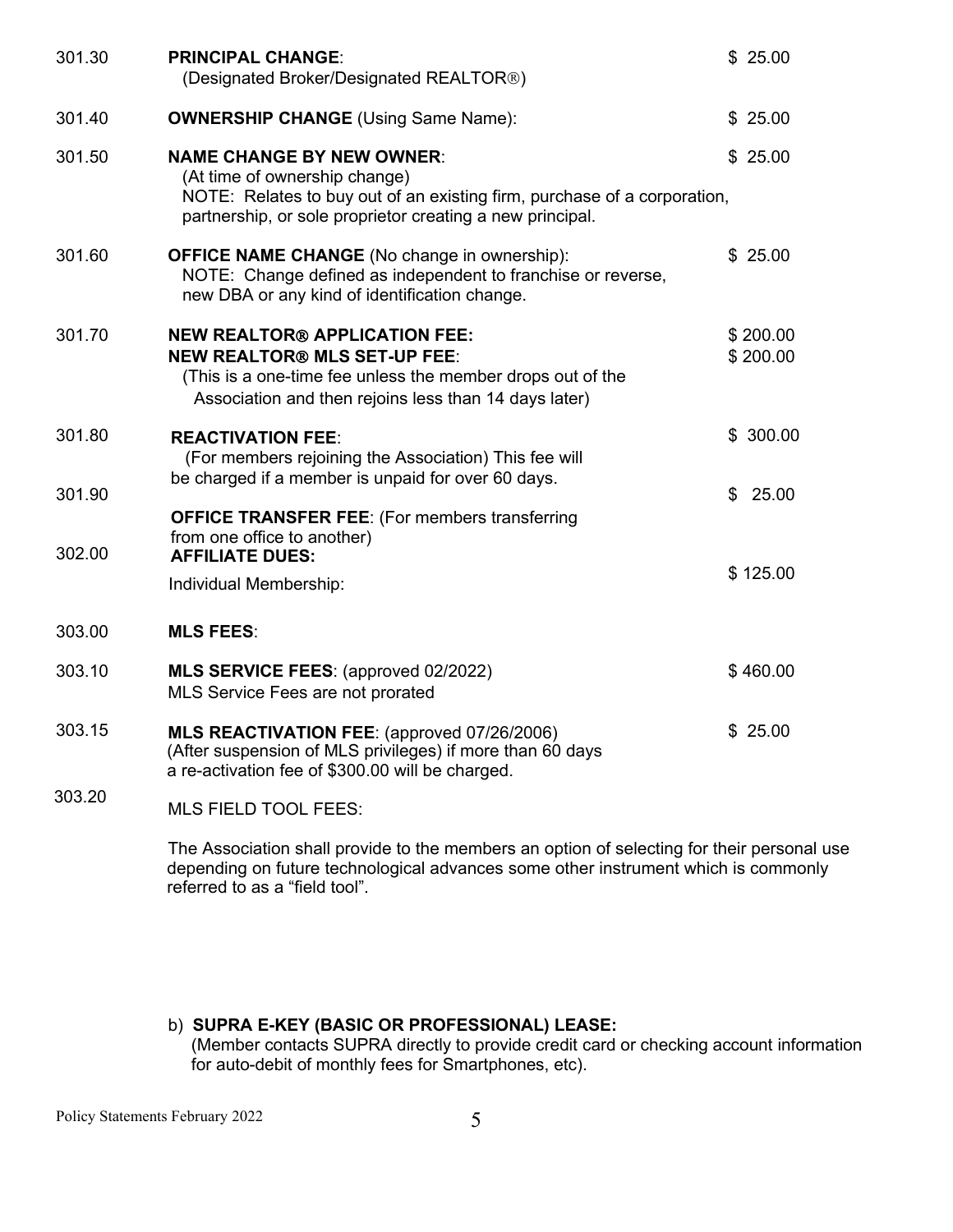301.30 **PRINCIPAL CHANGE**: $ 25.00
(Designated Broker/Designated REALTOR®)

301.40 **OWNERSHIP CHANGE** (Using Same Name): $ 25.00

301.50 **NAME CHANGE BY NEW OWNER**: $ 25.00
(At time of ownership change)
NOTE: Relates to buy out of an existing firm, purchase of a corporation, partnership, or sole proprietor creating a new principal.

301.60 **OFFICE NAME CHANGE** (No change in ownership): $ 25.00
NOTE: Change defined as independent to franchise or reverse, new DBA or any kind of identification change.

301.70 **NEW REALTOR® APPLICATION FEE:** $ 200.00
**NEW REALTOR® MLS SET-UP FEE**: $ 200.00
(This is a one-time fee unless the member drops out of the Association and then rejoins less than 14 days later)

301.80 **REACTIVATION FEE**: $ 300.00
(For members rejoining the Association) This fee will be charged if a member is unpaid for over 60 days.

301.90 **OFFICE TRANSFER FEE**: (For members transferring from one office to another) $ 25.00

302.00 **AFFILIATE DUES:**
Individual Membership: $ 125.00

303.00 **MLS FEES**:

303.10 **MLS SERVICE FEES**: (approved 02/2022) $ 460.00
MLS Service Fees are not prorated

303.15 **MLS REACTIVATION FEE**: (approved 07/26/2006) $ 25.00
(After suspension of MLS privileges) if more than 60 days a re-activation fee of $300.00 will be charged.

303.20 MLS FIELD TOOL FEES:

The Association shall provide to the members an option of selecting for their personal use depending on future technological advances some other instrument which is commonly referred to as a "field tool".

b) **SUPRA E-KEY (BASIC OR PROFESSIONAL) LEASE:**
(Member contacts SUPRA directly to provide credit card or checking account information for auto-debit of monthly fees for Smartphones, etc).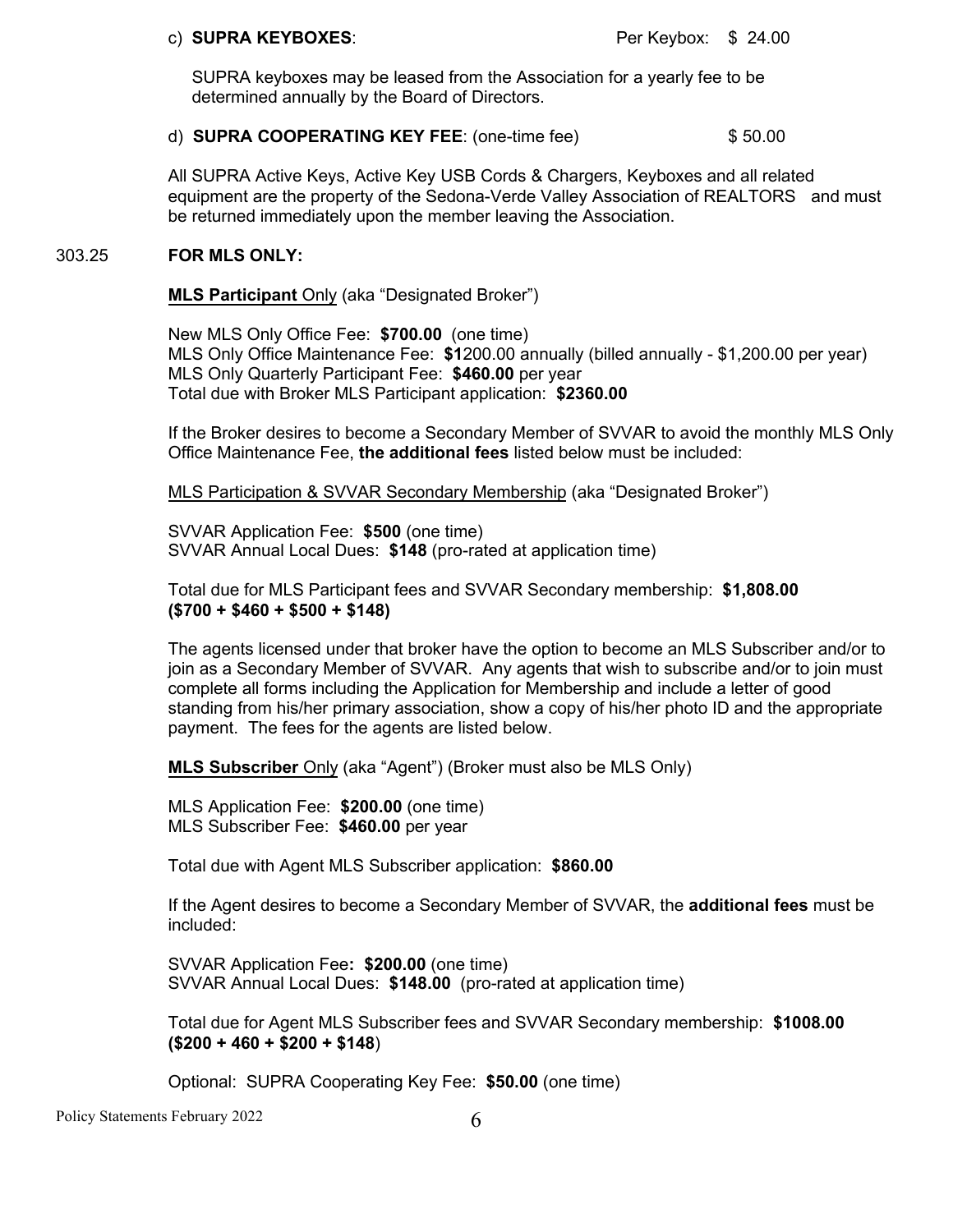c) **SUPRA KEYBOXES**: Per Keybox: $ 24.00

SUPRA keyboxes may be leased from the Association for a yearly fee to be determined annually by the Board of Directors.

d) **SUPRA COOPERATING KEY FEE**: (one-time fee) $ 50.00

All SUPRA Active Keys, Active Key USB Cords & Chargers, Keyboxes and all related equipment are the property of the Sedona-Verde Valley Association of REALTORS and must be returned immediately upon the member leaving the Association.

303.25 **FOR MLS ONLY:**

**MLS Participant** Only (aka "Designated Broker")

New MLS Only Office Fee: **$700.00** (one time)
MLS Only Office Maintenance Fee: **$1**200.00 annually (billed annually - $1,200.00 per year)
MLS Only Quarterly Participant Fee: **$460.00** per year
Total due with Broker MLS Participant application: **$2360.00**

If the Broker desires to become a Secondary Member of SVVAR to avoid the monthly MLS Only Office Maintenance Fee, **the additional fees** listed below must be included:

MLS Participation & SVVAR Secondary Membership (aka "Designated Broker")

SVVAR Application Fee: **$500** (one time)
SVVAR Annual Local Dues: **$148** (pro-rated at application time)

Total due for MLS Participant fees and SVVAR Secondary membership: **$1,808.00 ($700 + $460 + $500 + $148)**

The agents licensed under that broker have the option to become an MLS Subscriber and/or to join as a Secondary Member of SVVAR. Any agents that wish to subscribe and/or to join must complete all forms including the Application for Membership and include a letter of good standing from his/her primary association, show a copy of his/her photo ID and the appropriate payment. The fees for the agents are listed below.

**MLS Subscriber** Only (aka "Agent") (Broker must also be MLS Only)

MLS Application Fee: **$200.00** (one time)
MLS Subscriber Fee: **$460.00** per year

Total due with Agent MLS Subscriber application: **$860.00**

If the Agent desires to become a Secondary Member of SVVAR, the **additional fees** must be included:

SVVAR Application Fee**: $200.00** (one time)
SVVAR Annual Local Dues: **$148.00** (pro-rated at application time)

Total due for Agent MLS Subscriber fees and SVVAR Secondary membership: **$1008.00 ($200 + 460 + $200 + $148**)

Optional: SUPRA Cooperating Key Fee: **$50.00** (one time)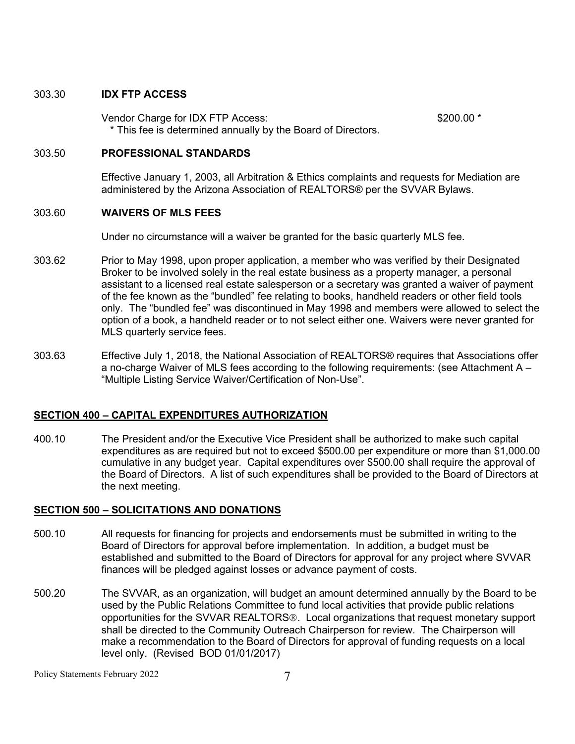303.30 **IDX FTP ACCESS**

Vendor Charge for IDX FTP Access: $200.00 *
\* This fee is determined annually by the Board of Directors.

303.50 **PROFESSIONAL STANDARDS**

Effective January 1, 2003, all Arbitration & Ethics complaints and requests for Mediation are administered by the Arizona Association of REALTORS® per the SVVAR Bylaws.

303.60 **WAIVERS OF MLS FEES**

Under no circumstance will a waiver be granted for the basic quarterly MLS fee.

303.62 Prior to May 1998, upon proper application, a member who was verified by their Designated Broker to be involved solely in the real estate business as a property manager, a personal assistant to a licensed real estate salesperson or a secretary was granted a waiver of payment of the fee known as the "bundled" fee relating to books, handheld readers or other field tools only. The "bundled fee" was discontinued in May 1998 and members were allowed to select the option of a book, a handheld reader or to not select either one. Waivers were never granted for MLS quarterly service fees.

303.63 Effective July 1, 2018, the National Association of REALTORS® requires that Associations offer a no-charge Waiver of MLS fees according to the following requirements: (see Attachment A – "Multiple Listing Service Waiver/Certification of Non-Use".

## SECTION 400 – CAPITAL EXPENDITURES AUTHORIZATION

400.10 The President and/or the Executive Vice President shall be authorized to make such capital expenditures as are required but not to exceed $500.00 per expenditure or more than $1,000.00 cumulative in any budget year. Capital expenditures over $500.00 shall require the approval of the Board of Directors. A list of such expenditures shall be provided to the Board of Directors at the next meeting.

## SECTION 500 – SOLICITATIONS AND DONATIONS

500.10 All requests for financing for projects and endorsements must be submitted in writing to the Board of Directors for approval before implementation. In addition, a budget must be established and submitted to the Board of Directors for approval for any project where SVVAR finances will be pledged against losses or advance payment of costs.

500.20 The SVVAR, as an organization, will budget an amount determined annually by the Board to be used by the Public Relations Committee to fund local activities that provide public relations opportunities for the SVVAR REALTORS®. Local organizations that request monetary support shall be directed to the Community Outreach Chairperson for review. The Chairperson will make a recommendation to the Board of Directors for approval of funding requests on a local level only. (Revised BOD 01/01/2017)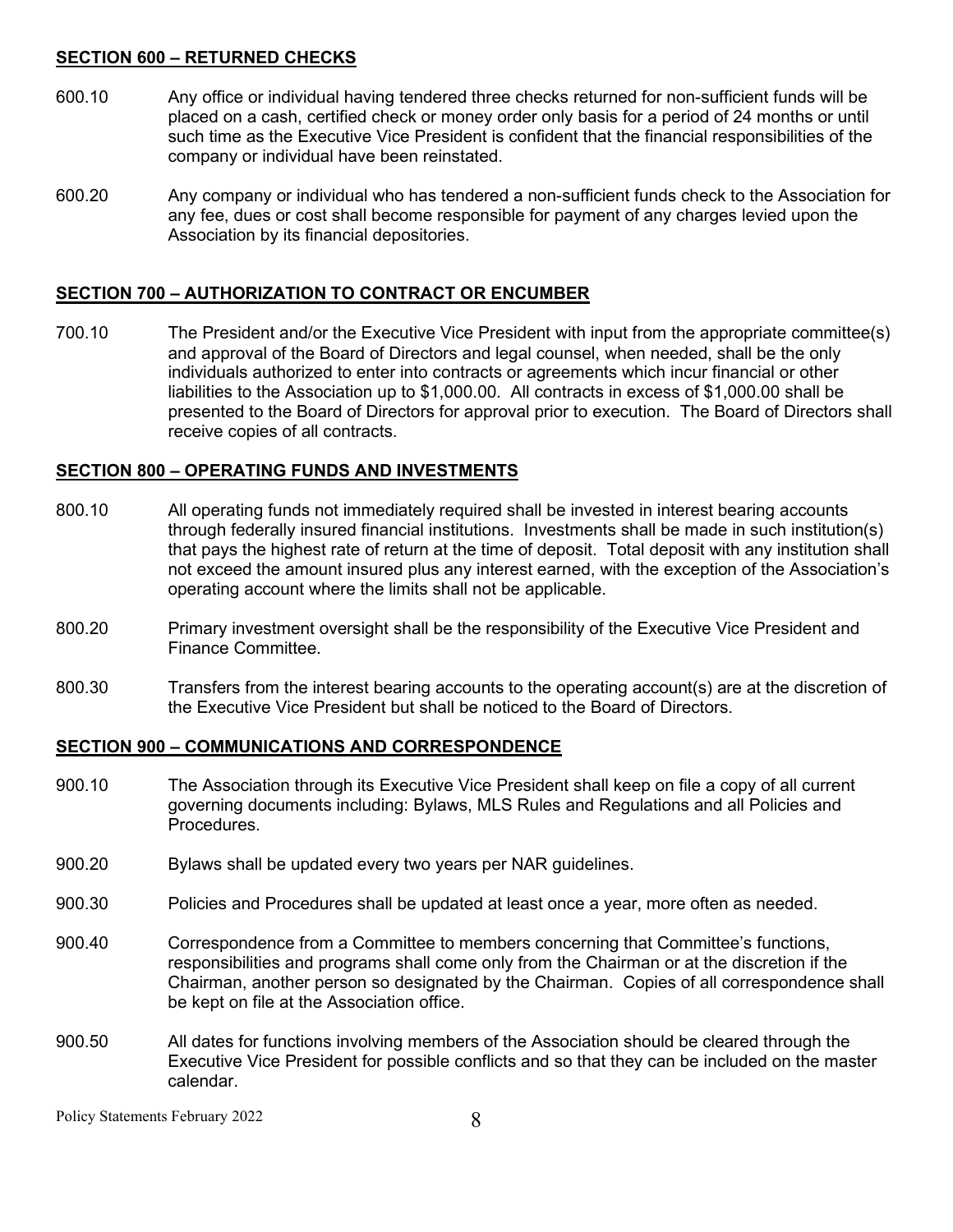## SECTION 600 – RETURNED CHECKS

600.10 Any office or individual having tendered three checks returned for non-sufficient funds will be placed on a cash, certified check or money order only basis for a period of 24 months or until such time as the Executive Vice President is confident that the financial responsibilities of the company or individual have been reinstated.

600.20 Any company or individual who has tendered a non-sufficient funds check to the Association for any fee, dues or cost shall become responsible for payment of any charges levied upon the Association by its financial depositories.

## SECTION 700 – AUTHORIZATION TO CONTRACT OR ENCUMBER

700.10 The President and/or the Executive Vice President with input from the appropriate committee(s) and approval of the Board of Directors and legal counsel, when needed, shall be the only individuals authorized to enter into contracts or agreements which incur financial or other liabilities to the Association up to $1,000.00. All contracts in excess of $1,000.00 shall be presented to the Board of Directors for approval prior to execution. The Board of Directors shall receive copies of all contracts.

## SECTION 800 – OPERATING FUNDS AND INVESTMENTS

800.10 All operating funds not immediately required shall be invested in interest bearing accounts through federally insured financial institutions. Investments shall be made in such institution(s) that pays the highest rate of return at the time of deposit. Total deposit with any institution shall not exceed the amount insured plus any interest earned, with the exception of the Association's operating account where the limits shall not be applicable.

800.20 Primary investment oversight shall be the responsibility of the Executive Vice President and Finance Committee.

800.30 Transfers from the interest bearing accounts to the operating account(s) are at the discretion of the Executive Vice President but shall be noticed to the Board of Directors.

## SECTION 900 – COMMUNICATIONS AND CORRESPONDENCE

900.10 The Association through its Executive Vice President shall keep on file a copy of all current governing documents including: Bylaws, MLS Rules and Regulations and all Policies and Procedures.

900.20 Bylaws shall be updated every two years per NAR guidelines.

900.30 Policies and Procedures shall be updated at least once a year, more often as needed.

900.40 Correspondence from a Committee to members concerning that Committee's functions, responsibilities and programs shall come only from the Chairman or at the discretion if the Chairman, another person so designated by the Chairman. Copies of all correspondence shall be kept on file at the Association office.

900.50 All dates for functions involving members of the Association should be cleared through the Executive Vice President for possible conflicts and so that they can be included on the master calendar.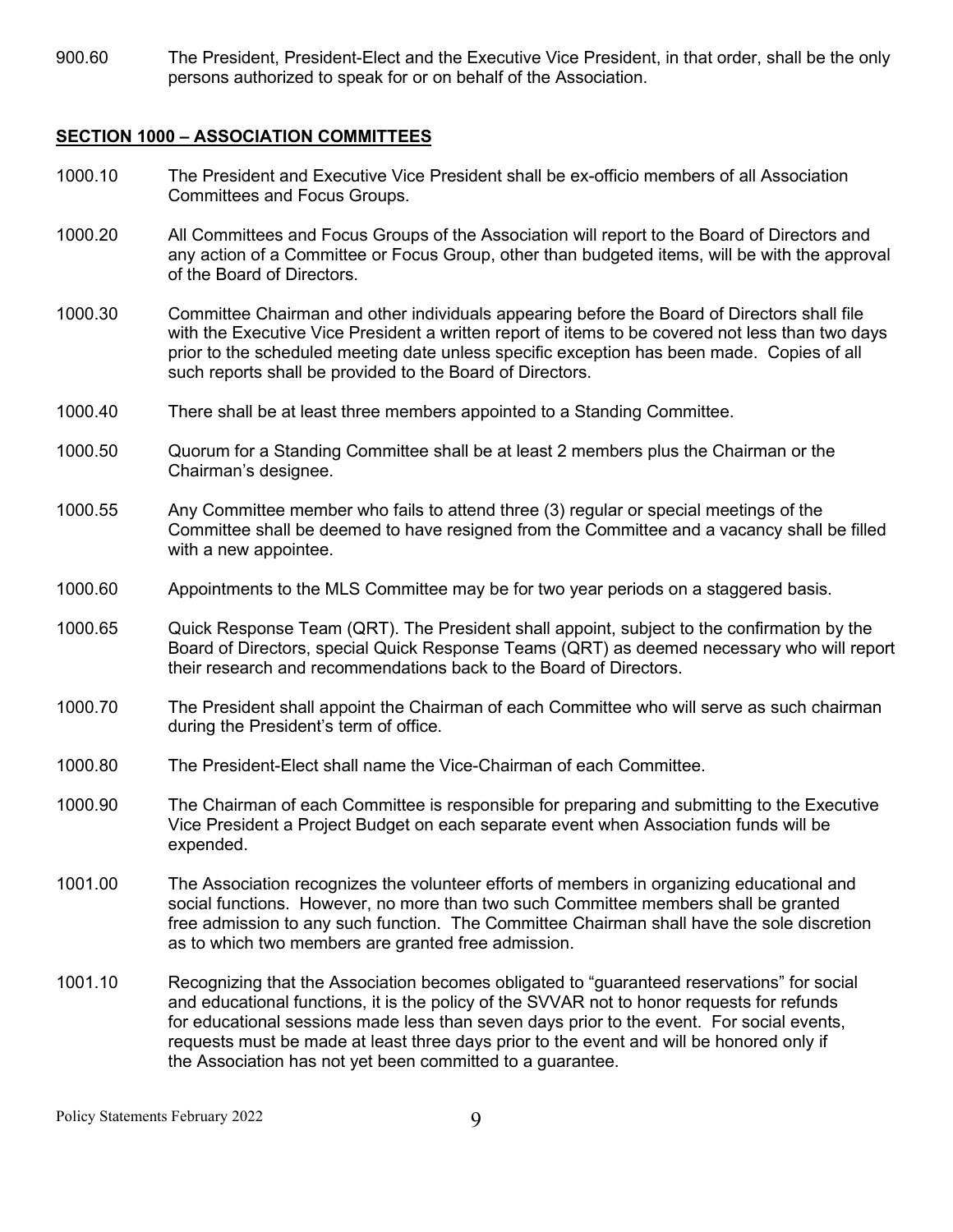900.60 The President, President-Elect and the Executive Vice President, in that order, shall be the only persons authorized to speak for or on behalf of the Association.

## SECTION 1000 – ASSOCIATION COMMITTEES

1000.10 The President and Executive Vice President shall be ex-officio members of all Association Committees and Focus Groups.

1000.20 All Committees and Focus Groups of the Association will report to the Board of Directors and any action of a Committee or Focus Group, other than budgeted items, will be with the approval of the Board of Directors.

1000.30 Committee Chairman and other individuals appearing before the Board of Directors shall file with the Executive Vice President a written report of items to be covered not less than two days prior to the scheduled meeting date unless specific exception has been made. Copies of all such reports shall be provided to the Board of Directors.

1000.40 There shall be at least three members appointed to a Standing Committee.

1000.50 Quorum for a Standing Committee shall be at least 2 members plus the Chairman or the Chairman's designee.

1000.55 Any Committee member who fails to attend three (3) regular or special meetings of the Committee shall be deemed to have resigned from the Committee and a vacancy shall be filled with a new appointee.

1000.60 Appointments to the MLS Committee may be for two year periods on a staggered basis.

1000.65 Quick Response Team (QRT). The President shall appoint, subject to the confirmation by the Board of Directors, special Quick Response Teams (QRT) as deemed necessary who will report their research and recommendations back to the Board of Directors.

1000.70 The President shall appoint the Chairman of each Committee who will serve as such chairman during the President's term of office.

1000.80 The President-Elect shall name the Vice-Chairman of each Committee.

1000.90 The Chairman of each Committee is responsible for preparing and submitting to the Executive Vice President a Project Budget on each separate event when Association funds will be expended.

1001.00 The Association recognizes the volunteer efforts of members in organizing educational and social functions. However, no more than two such Committee members shall be granted free admission to any such function. The Committee Chairman shall have the sole discretion as to which two members are granted free admission.

1001.10 Recognizing that the Association becomes obligated to "guaranteed reservations" for social and educational functions, it is the policy of the SVVAR not to honor requests for refunds for educational sessions made less than seven days prior to the event. For social events, requests must be made at least three days prior to the event and will be honored only if the Association has not yet been committed to a guarantee.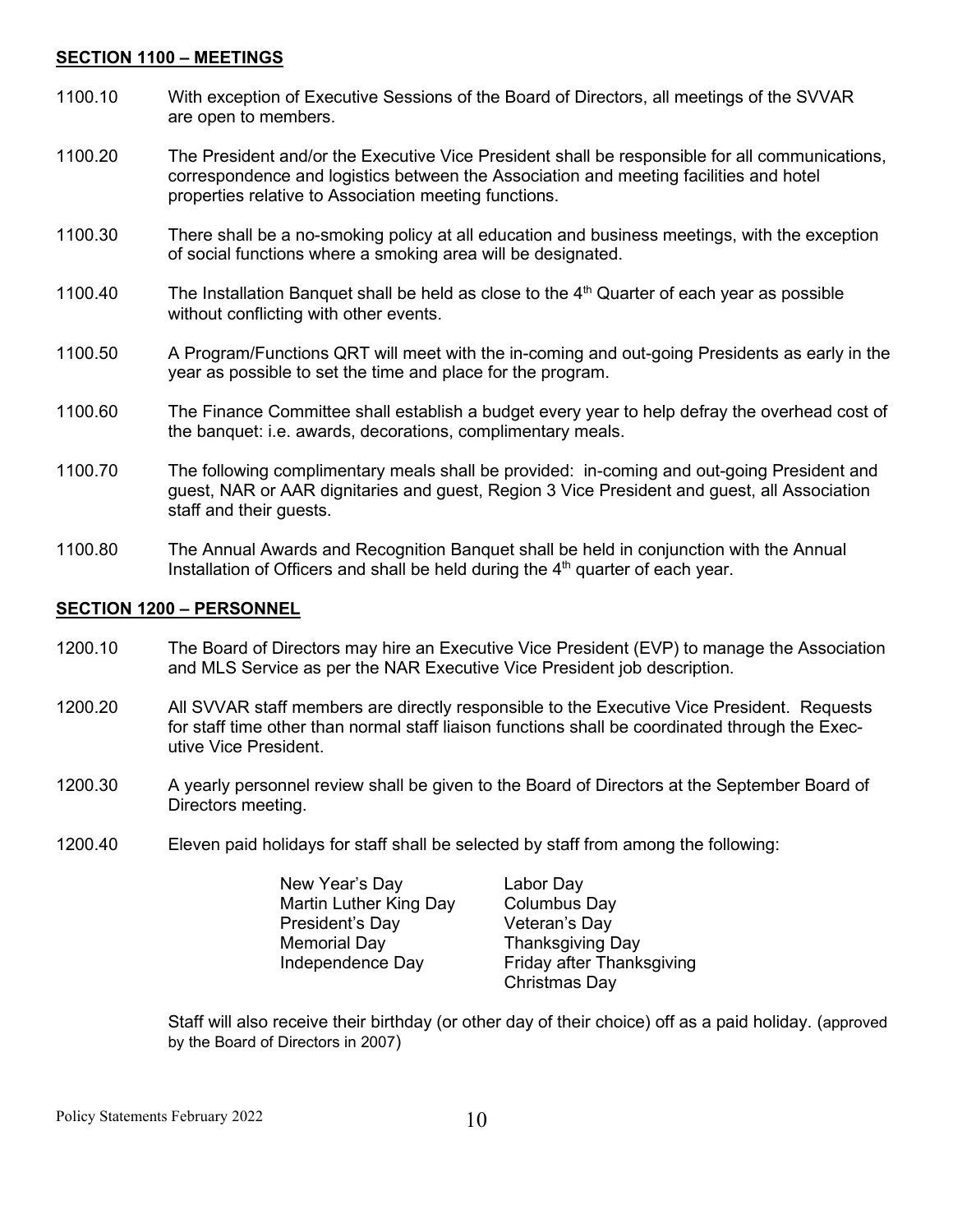## SECTION 1100 – MEETINGS

1100.10 With exception of Executive Sessions of the Board of Directors, all meetings of the SVVAR are open to members.

1100.20 The President and/or the Executive Vice President shall be responsible for all communications, correspondence and logistics between the Association and meeting facilities and hotel properties relative to Association meeting functions.

1100.30 There shall be a no-smoking policy at all education and business meetings, with the exception of social functions where a smoking area will be designated.

1100.40 The Installation Banquet shall be held as close to the 4th Quarter of each year as possible without conflicting with other events.

1100.50 A Program/Functions QRT will meet with the in-coming and out-going Presidents as early in the year as possible to set the time and place for the program.

1100.60 The Finance Committee shall establish a budget every year to help defray the overhead cost of the banquet: i.e. awards, decorations, complimentary meals.

1100.70 The following complimentary meals shall be provided: in-coming and out-going President and guest, NAR or AAR dignitaries and guest, Region 3 Vice President and guest, all Association staff and their guests.

1100.80 The Annual Awards and Recognition Banquet shall be held in conjunction with the Annual Installation of Officers and shall be held during the 4th quarter of each year.

## SECTION 1200 – PERSONNEL

1200.10 The Board of Directors may hire an Executive Vice President (EVP) to manage the Association and MLS Service as per the NAR Executive Vice President job description.

1200.20 All SVVAR staff members are directly responsible to the Executive Vice President. Requests for staff time other than normal staff liaison functions shall be coordinated through the Executive Vice President.

1200.30 A yearly personnel review shall be given to the Board of Directors at the September Board of Directors meeting.

1200.40 Eleven paid holidays for staff shall be selected by staff from among the following:

- New Year's Day
- Martin Luther King Day
- President's Day
- Memorial Day
- Independence Day
- Labor Day
- Columbus Day
- Veteran's Day
- Thanksgiving Day
- Friday after Thanksgiving
- Christmas Day

Staff will also receive their birthday (or other day of their choice) off as a paid holiday. (approved by the Board of Directors in 2007)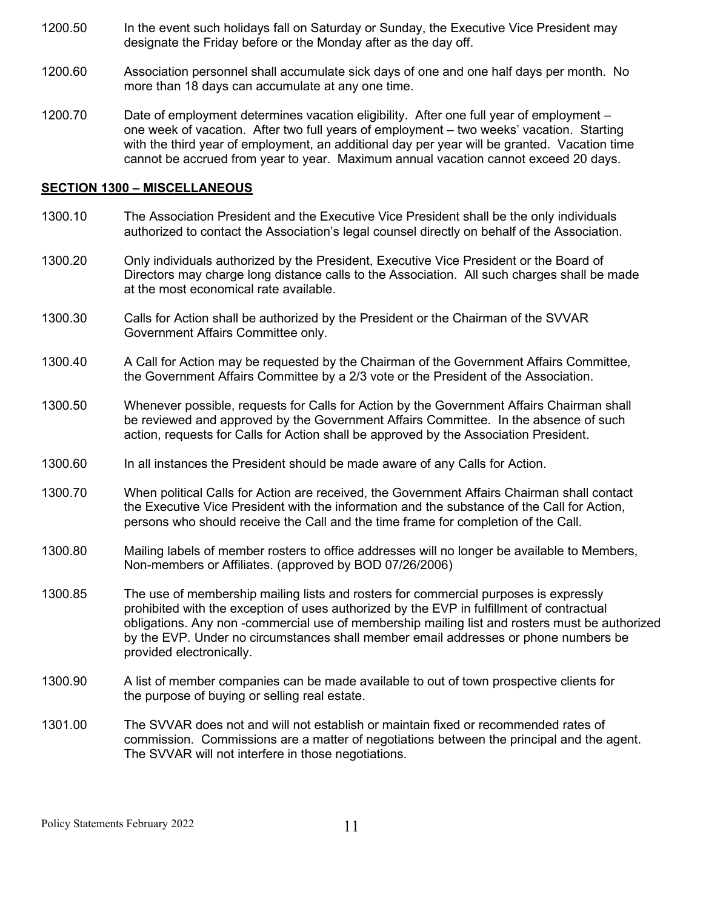1200.50 In the event such holidays fall on Saturday or Sunday, the Executive Vice President may designate the Friday before or the Monday after as the day off.

1200.60 Association personnel shall accumulate sick days of one and one half days per month. No more than 18 days can accumulate at any one time.

1200.70 Date of employment determines vacation eligibility. After one full year of employment – one week of vacation. After two full years of employment – two weeks' vacation. Starting with the third year of employment, an additional day per year will be granted. Vacation time cannot be accrued from year to year. Maximum annual vacation cannot exceed 20 days.

## SECTION 1300 – MISCELLANEOUS

1300.10 The Association President and the Executive Vice President shall be the only individuals authorized to contact the Association's legal counsel directly on behalf of the Association.

1300.20 Only individuals authorized by the President, Executive Vice President or the Board of Directors may charge long distance calls to the Association. All such charges shall be made at the most economical rate available.

1300.30 Calls for Action shall be authorized by the President or the Chairman of the SVVAR Government Affairs Committee only.

1300.40 A Call for Action may be requested by the Chairman of the Government Affairs Committee, the Government Affairs Committee by a 2/3 vote or the President of the Association.

1300.50 Whenever possible, requests for Calls for Action by the Government Affairs Chairman shall be reviewed and approved by the Government Affairs Committee. In the absence of such action, requests for Calls for Action shall be approved by the Association President.

1300.60 In all instances the President should be made aware of any Calls for Action.

1300.70 When political Calls for Action are received, the Government Affairs Chairman shall contact the Executive Vice President with the information and the substance of the Call for Action, persons who should receive the Call and the time frame for completion of the Call.

1300.80 Mailing labels of member rosters to office addresses will no longer be available to Members, Non-members or Affiliates. (approved by BOD 07/26/2006)

1300.85 The use of membership mailing lists and rosters for commercial purposes is expressly prohibited with the exception of uses authorized by the EVP in fulfillment of contractual obligations. Any non -commercial use of membership mailing list and rosters must be authorized by the EVP. Under no circumstances shall member email addresses or phone numbers be provided electronically.

1300.90 A list of member companies can be made available to out of town prospective clients for the purpose of buying or selling real estate.

1301.00 The SVVAR does not and will not establish or maintain fixed or recommended rates of commission. Commissions are a matter of negotiations between the principal and the agent. The SVVAR will not interfere in those negotiations.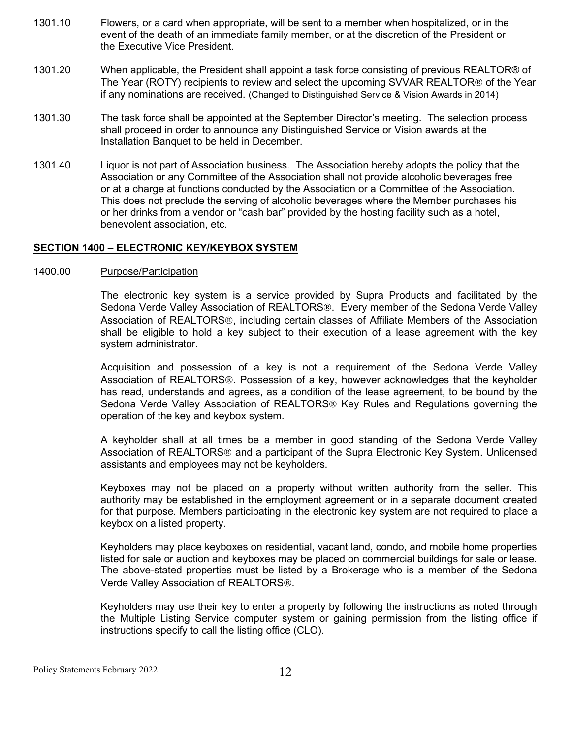1301.10 Flowers, or a card when appropriate, will be sent to a member when hospitalized, or in the event of the death of an immediate family member, or at the discretion of the President or the Executive Vice President.

1301.20 When applicable, the President shall appoint a task force consisting of previous REALTOR® of The Year (ROTY) recipients to review and select the upcoming SVVAR REALTOR® of the Year if any nominations are received. (Changed to Distinguished Service & Vision Awards in 2014)

1301.30 The task force shall be appointed at the September Director's meeting. The selection process shall proceed in order to announce any Distinguished Service or Vision awards at the Installation Banquet to be held in December.

1301.40 Liquor is not part of Association business. The Association hereby adopts the policy that the Association or any Committee of the Association shall not provide alcoholic beverages free or at a charge at functions conducted by the Association or a Committee of the Association. This does not preclude the serving of alcoholic beverages where the Member purchases his or her drinks from a vendor or "cash bar" provided by the hosting facility such as a hotel, benevolent association, etc.

## SECTION 1400 – ELECTRONIC KEY/KEYBOX SYSTEM

1400.00 Purpose/Participation

The electronic key system is a service provided by Supra Products and facilitated by the Sedona Verde Valley Association of REALTORS®. Every member of the Sedona Verde Valley Association of REALTORS®, including certain classes of Affiliate Members of the Association shall be eligible to hold a key subject to their execution of a lease agreement with the key system administrator.

Acquisition and possession of a key is not a requirement of the Sedona Verde Valley Association of REALTORS®. Possession of a key, however acknowledges that the keyholder has read, understands and agrees, as a condition of the lease agreement, to be bound by the Sedona Verde Valley Association of REALTORS® Key Rules and Regulations governing the operation of the key and keybox system.

A keyholder shall at all times be a member in good standing of the Sedona Verde Valley Association of REALTORS® and a participant of the Supra Electronic Key System. Unlicensed assistants and employees may not be keyholders.

Keyboxes may not be placed on a property without written authority from the seller. This authority may be established in the employment agreement or in a separate document created for that purpose. Members participating in the electronic key system are not required to place a keybox on a listed property.

Keyholders may place keyboxes on residential, vacant land, condo, and mobile home properties listed for sale or auction and keyboxes may be placed on commercial buildings for sale or lease. The above-stated properties must be listed by a Brokerage who is a member of the Sedona Verde Valley Association of REALTORS®.

Keyholders may use their key to enter a property by following the instructions as noted through the Multiple Listing Service computer system or gaining permission from the listing office if instructions specify to call the listing office (CLO).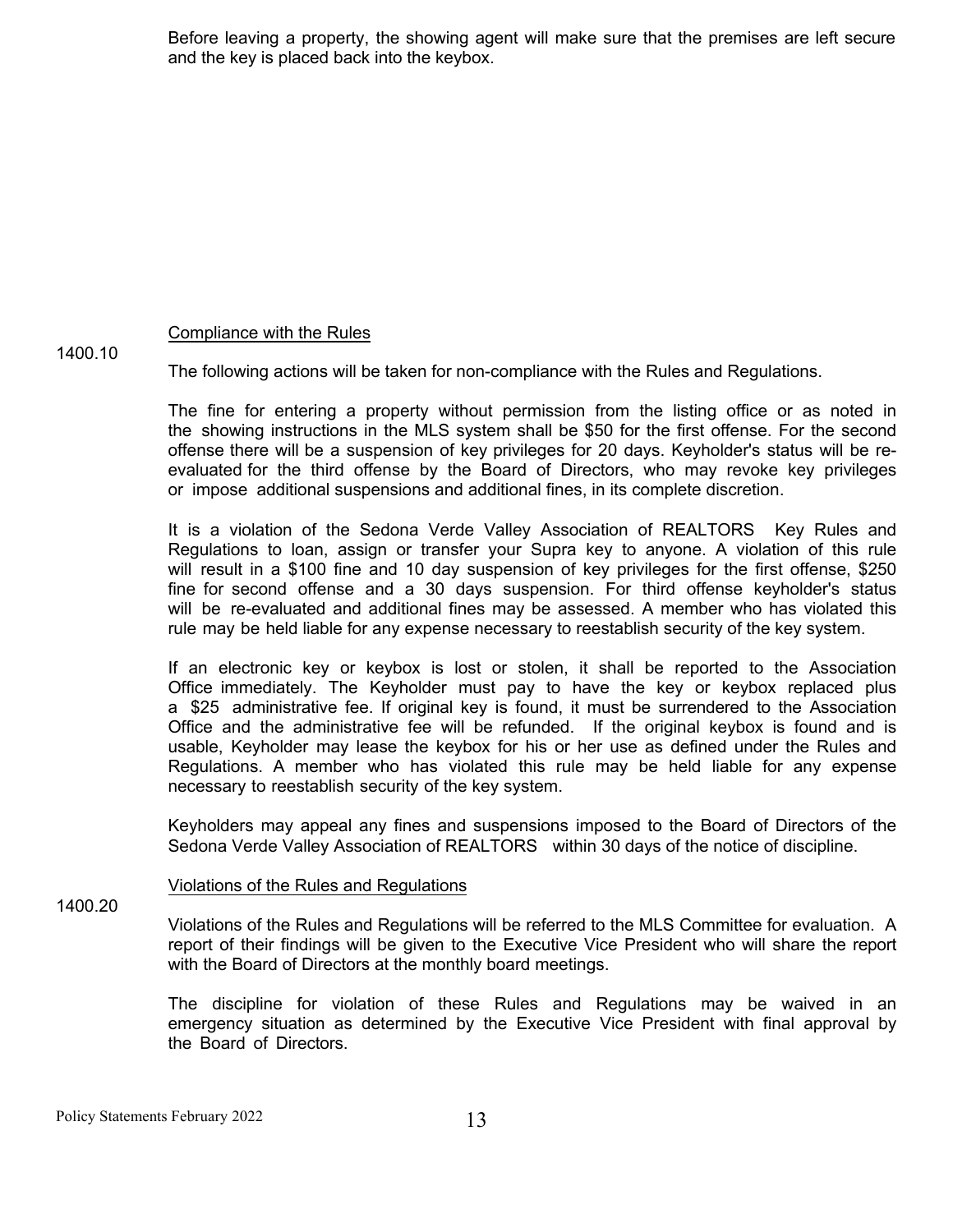Before leaving a property, the showing agent will make sure that the premises are left secure and the key is placed back into the keybox.

1400.10 Compliance with the Rules

The following actions will be taken for non-compliance with the Rules and Regulations.

The fine for entering a property without permission from the listing office or as noted in the showing instructions in the MLS system shall be $50 for the first offense. For the second offense there will be a suspension of key privileges for 20 days. Keyholder's status will be re-evaluated for the third offense by the Board of Directors, who may revoke key privileges or impose additional suspensions and additional fines, in its complete discretion.

It is a violation of the Sedona Verde Valley Association of REALTORS Key Rules and Regulations to loan, assign or transfer your Supra key to anyone. A violation of this rule will result in a $100 fine and 10 day suspension of key privileges for the first offense, $250 fine for second offense and a 30 days suspension. For third offense keyholder's status will be re-evaluated and additional fines may be assessed. A member who has violated this rule may be held liable for any expense necessary to reestablish security of the key system.

If an electronic key or keybox is lost or stolen, it shall be reported to the Association Office immediately. The Keyholder must pay to have the key or keybox replaced plus a $25 administrative fee. If original key is found, it must be surrendered to the Association Office and the administrative fee will be refunded. If the original keybox is found and is usable, Keyholder may lease the keybox for his or her use as defined under the Rules and Regulations. A member who has violated this rule may be held liable for any expense necessary to reestablish security of the key system.

Keyholders may appeal any fines and suspensions imposed to the Board of Directors of the Sedona Verde Valley Association of REALTORS within 30 days of the notice of discipline.

1400.20 Violations of the Rules and Regulations

Violations of the Rules and Regulations will be referred to the MLS Committee for evaluation. A report of their findings will be given to the Executive Vice President who will share the report with the Board of Directors at the monthly board meetings.

The discipline for violation of these Rules and Regulations may be waived in an emergency situation as determined by the Executive Vice President with final approval by the Board of Directors.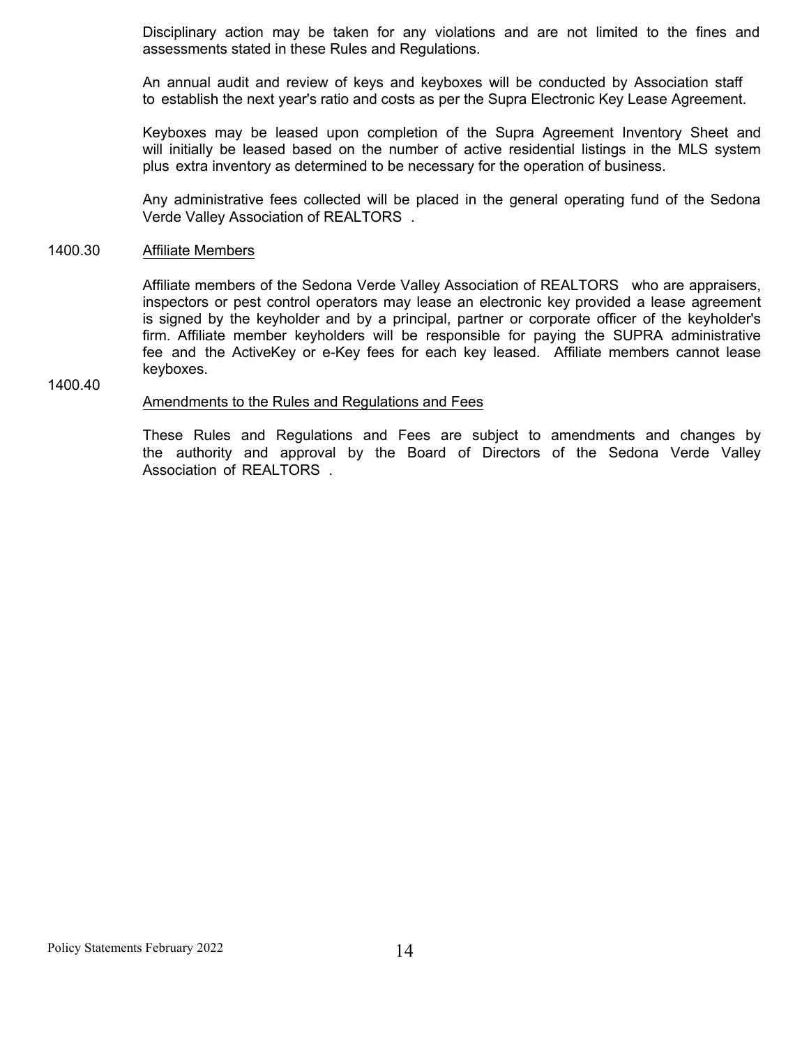Disciplinary action may be taken for any violations and are not limited to the fines and assessments stated in these Rules and Regulations.

An annual audit and review of keys and keyboxes will be conducted by Association staff to establish the next year's ratio and costs as per the Supra Electronic Key Lease Agreement.

Keyboxes may be leased upon completion of the Supra Agreement Inventory Sheet and will initially be leased based on the number of active residential listings in the MLS system plus extra inventory as determined to be necessary for the operation of business.

Any administrative fees collected will be placed in the general operating fund of the Sedona Verde Valley Association of REALTORS .

1400.30 Affiliate Members

Affiliate members of the Sedona Verde Valley Association of REALTORS who are appraisers, inspectors or pest control operators may lease an electronic key provided a lease agreement is signed by the keyholder and by a principal, partner or corporate officer of the keyholder's firm. Affiliate member keyholders will be responsible for paying the SUPRA administrative fee and the ActiveKey or e-Key fees for each key leased. Affiliate members cannot lease keyboxes.

1400.40 Amendments to the Rules and Regulations and Fees

These Rules and Regulations and Fees are subject to amendments and changes by the authority and approval by the Board of Directors of the Sedona Verde Valley Association of REALTORS .